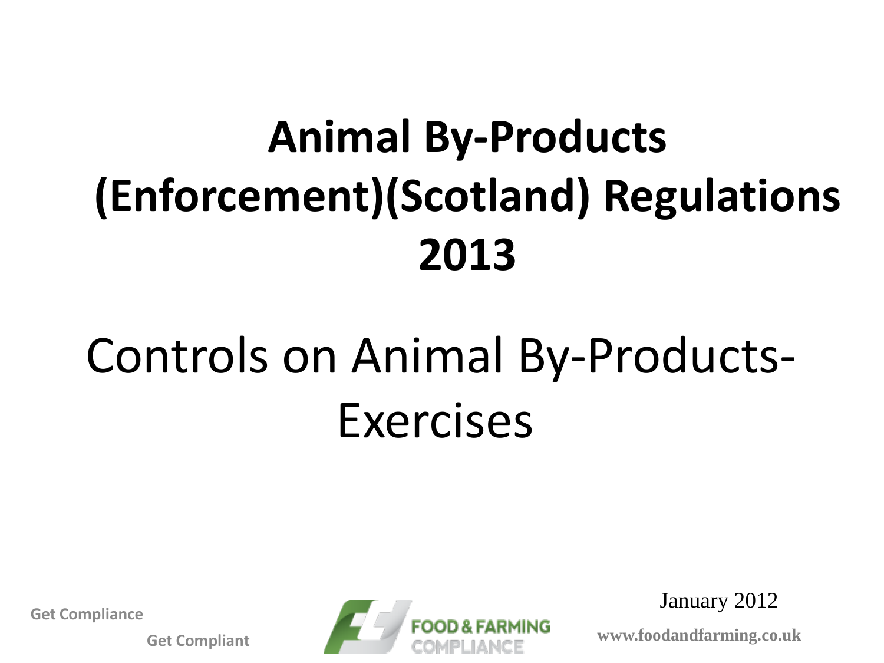# Animal By-Products (Enforcement)(Scotland) Regulations 2013

## Controls on Animal By-Products- Exercises

January 2012

Get Compliance

Get Compliant

FOOD & FARMING COMPLIANCE

www.foodandfarming.co.uk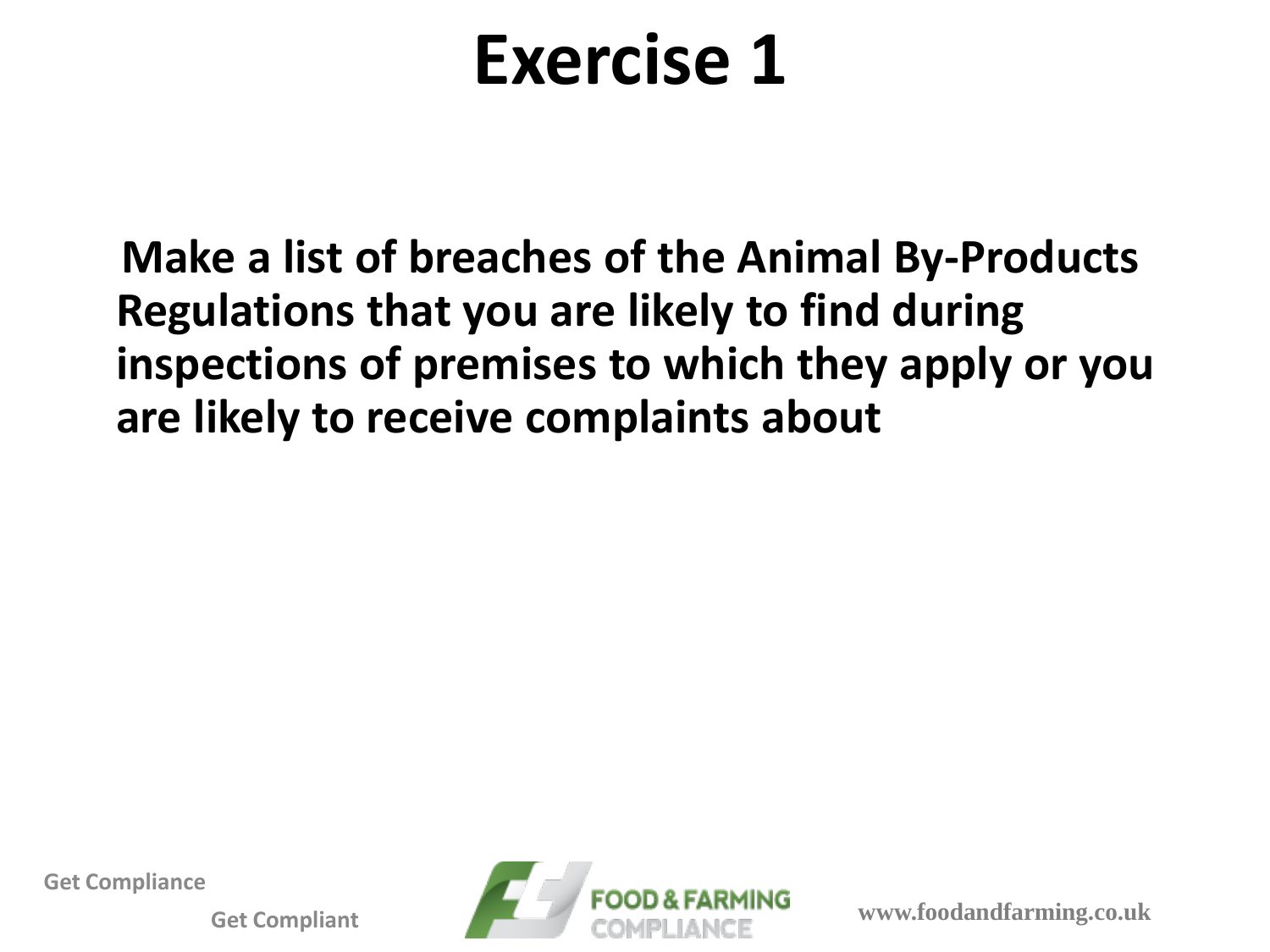# Exercise 1

**Make a list of breaches of the Animal By-Products Regulations that you are likely to find during inspections of premises to which they apply or you are likely to receive complaints about**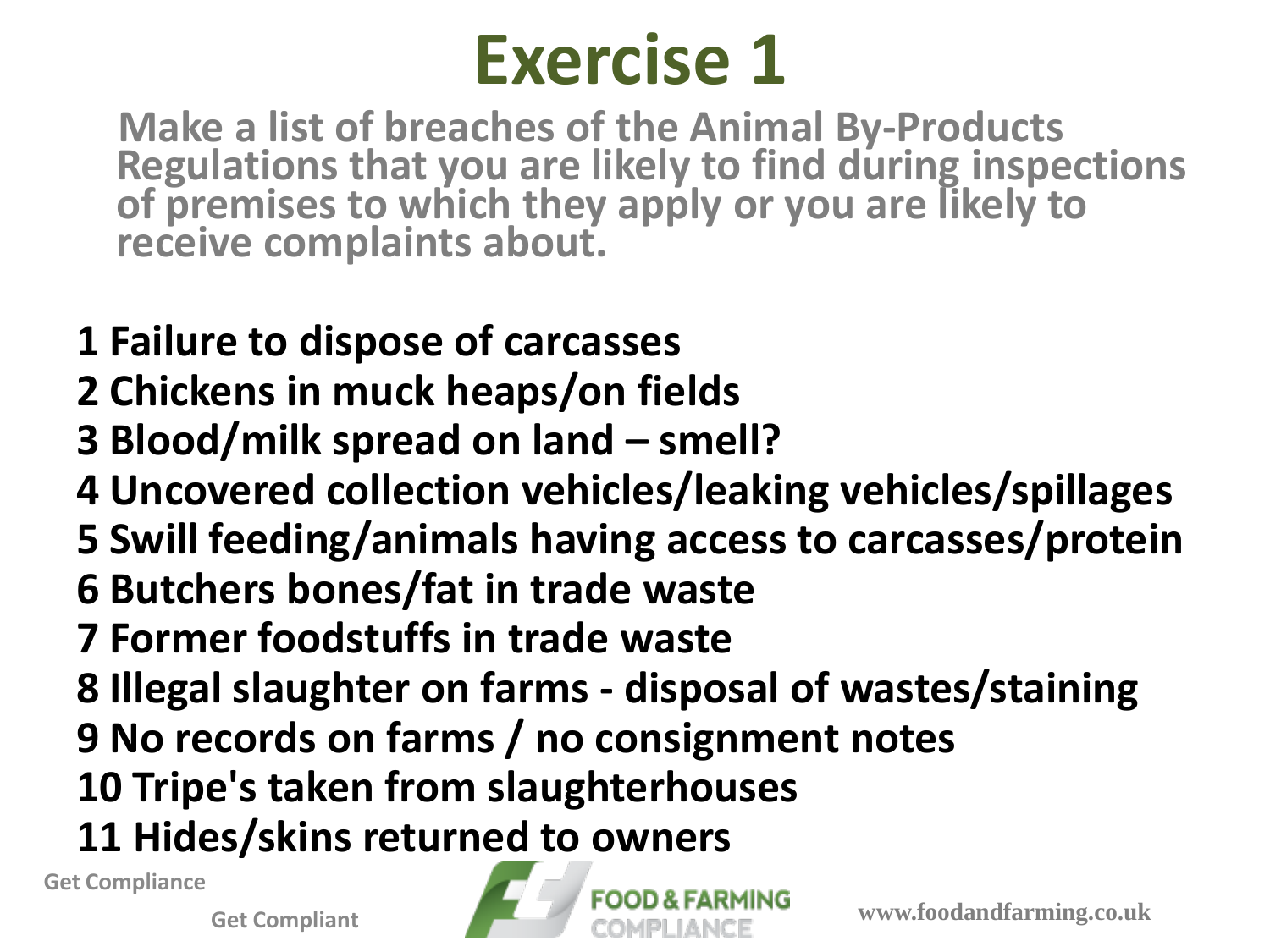# Exercise 1

**Make a list of breaches of the Animal By-Products Regulations that you are likely to find during inspections of premises to which they apply or you are likely to receive complaints about.**

1. Failure to dispose of carcasses
2. Chickens in muck heaps/on fields
3. Blood/milk spread on land – smell?
4. Uncovered collection vehicles/leaking vehicles/spillages
5. Swill feeding/animals having access to carcasses/protein
6. Butchers bones/fat in trade waste
7. Former foodstuffs in trade waste
8. Illegal slaughter on farms - disposal of wastes/staining
9. No records on farms / no consignment notes
10. Tripe's taken from slaughterhouses
11. Hides/skins returned to owners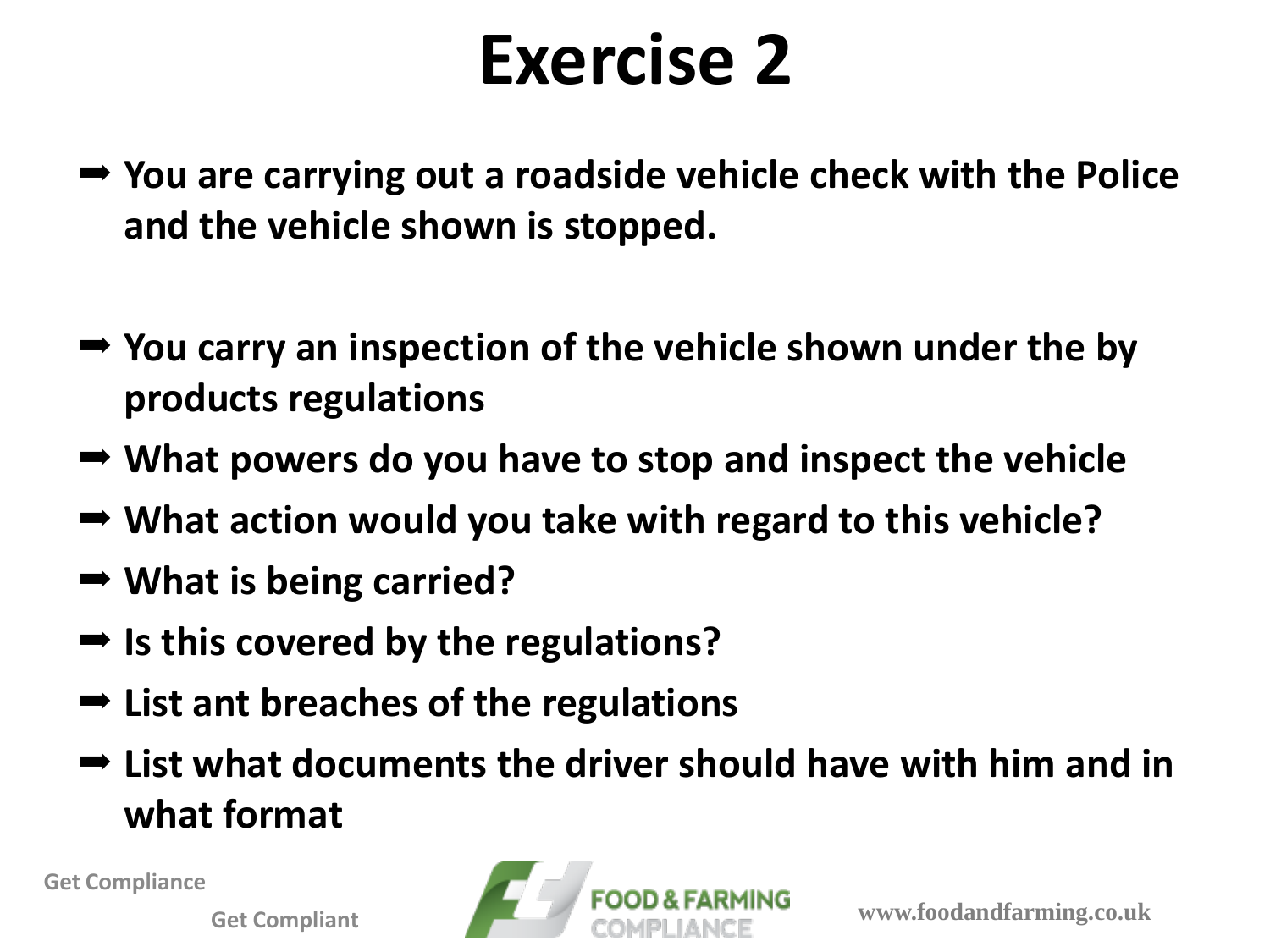# Exercise 2

- You are carrying out a roadside vehicle check with the Police and the vehicle shown is stopped.
- You carry an inspection of the vehicle shown under the by products regulations
- What powers do you have to stop and inspect the vehicle
- What action would you take with regard to this vehicle?
- What is being carried?
- Is this covered by the regulations?
- List ant breaches of the regulations
- List what documents the driver should have with him and in what format

Get Compliance

Get Compliant

FOOD & FARMING COMPLIANCE

www.foodandfarming.co.uk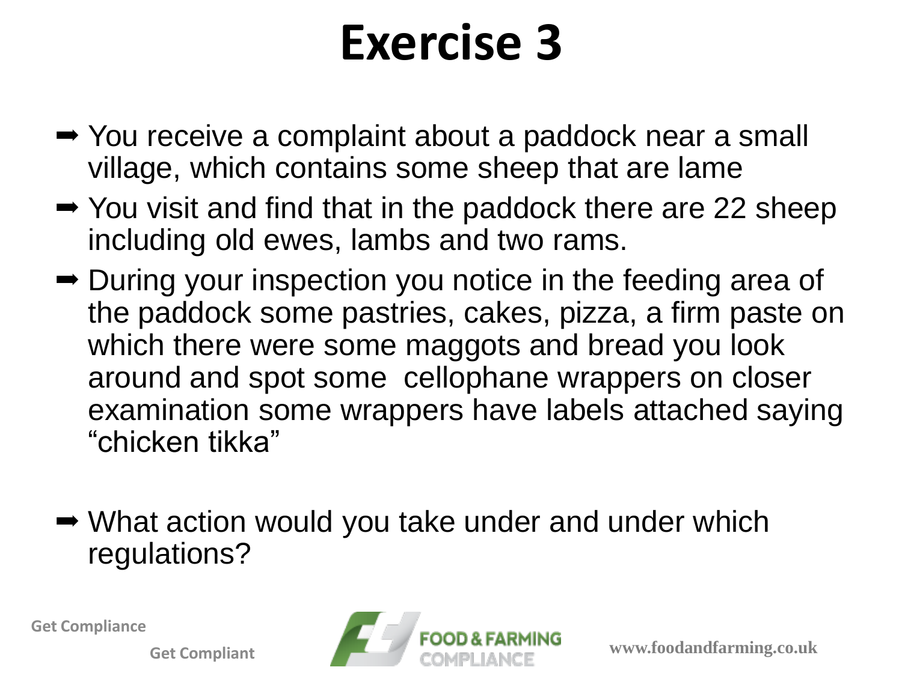# Exercise 3

- You receive a complaint about a paddock near a small village, which contains some sheep that are lame
- You visit and find that in the paddock there are 22 sheep including old ewes, lambs and two rams.
- During your inspection you notice in the feeding area of the paddock some pastries, cakes, pizza, a firm paste on which there were some maggots and bread you look around and spot some cellophane wrappers on closer examination some wrappers have labels attached saying "chicken tikka"

- What action would you take under and under which regulations?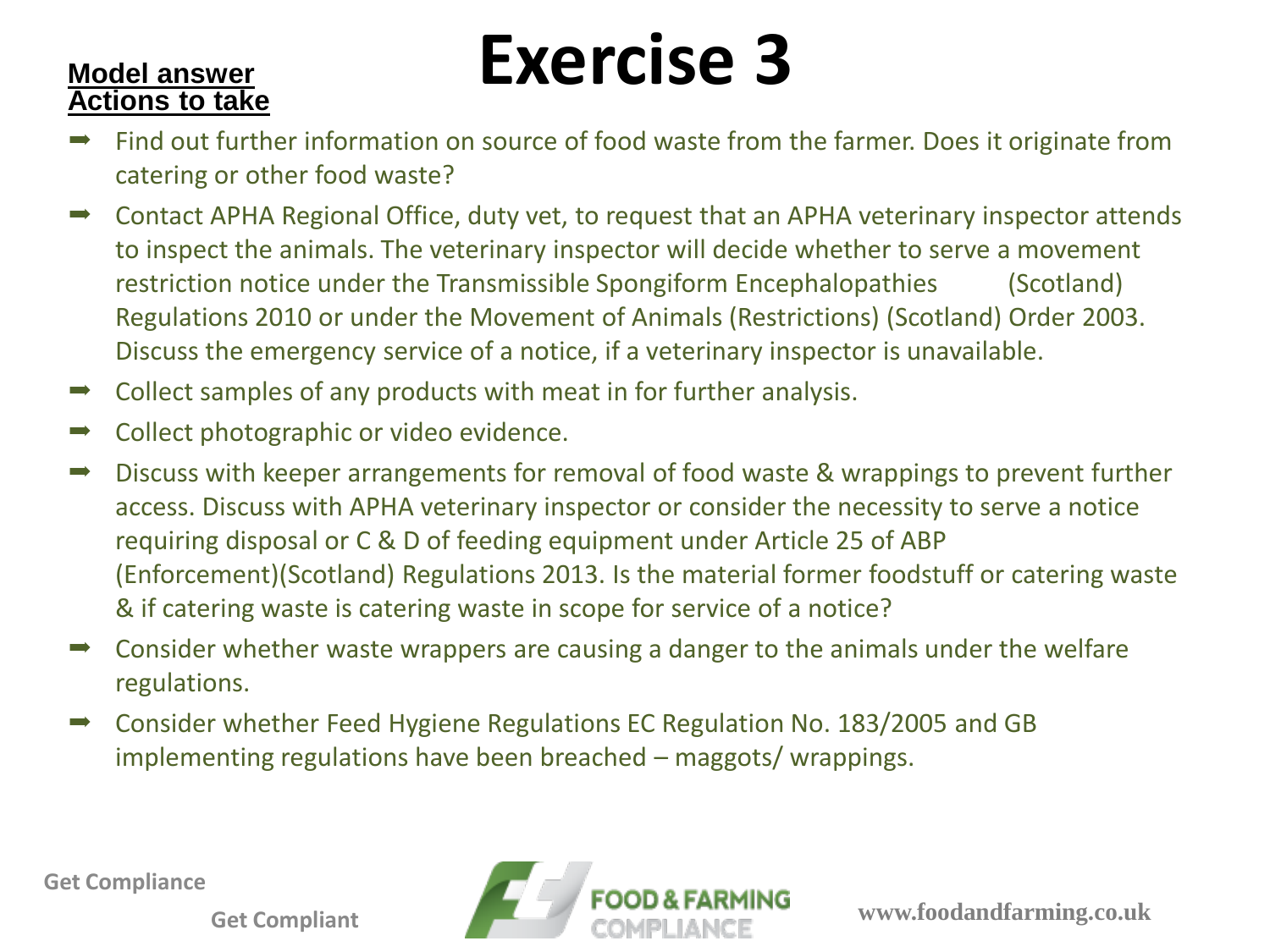**Model answer**
**Actions to take**

# Exercise 3

- Find out further information on source of food waste from the farmer. Does it originate from catering or other food waste?
- Contact APHA Regional Office, duty vet, to request that an APHA veterinary inspector attends to inspect the animals. The veterinary inspector will decide whether to serve a movement restriction notice under the Transmissible Spongiform Encephalopathies (Scotland) Regulations 2010 or under the Movement of Animals (Restrictions) (Scotland) Order 2003. Discuss the emergency service of a notice, if a veterinary inspector is unavailable.
- Collect samples of any products with meat in for further analysis.
- Collect photographic or video evidence.
- Discuss with keeper arrangements for removal of food waste & wrappings to prevent further access. Discuss with APHA veterinary inspector or consider the necessity to serve a notice requiring disposal or C & D of feeding equipment under Article 25 of ABP (Enforcement)(Scotland) Regulations 2013. Is the material former foodstuff or catering waste & if catering waste is catering waste in scope for service of a notice?
- Consider whether waste wrappers are causing a danger to the animals under the welfare regulations.
- Consider whether Feed Hygiene Regulations EC Regulation No. 183/2005 and GB implementing regulations have been breached – maggots/ wrappings.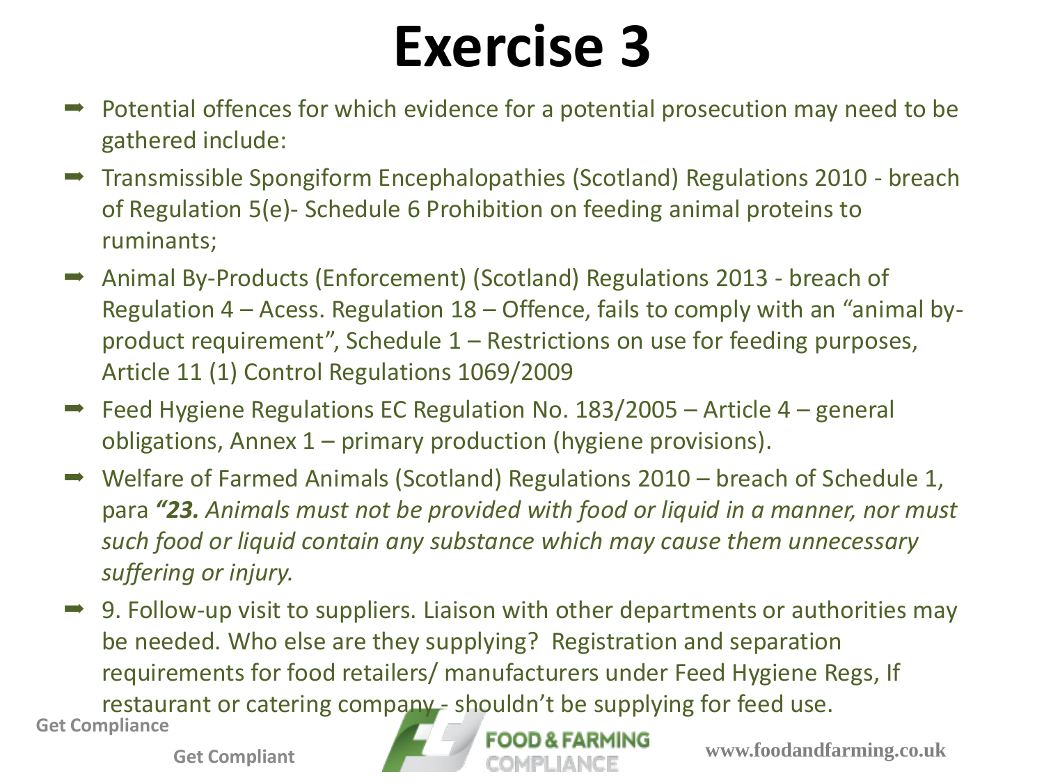# Exercise 3

- Potential offences for which evidence for a potential prosecution may need to be gathered include:
- Transmissible Spongiform Encephalopathies (Scotland) Regulations 2010 - breach of Regulation 5(e)- Schedule 6 Prohibition on feeding animal proteins to ruminants;
- Animal By-Products (Enforcement) (Scotland) Regulations 2013 - breach of Regulation 4 – Acess. Regulation 18 – Offence, fails to comply with an "animal by-product requirement", Schedule 1 – Restrictions on use for feeding purposes, Article 11 (1) Control Regulations 1069/2009
- Feed Hygiene Regulations EC Regulation No. 183/2005 – Article 4 – general obligations, Annex 1 – primary production (hygiene provisions).
- Welfare of Farmed Animals (Scotland) Regulations 2010 – breach of Schedule 1, para ***"23.*** *Animals must not be provided with food or liquid in a manner, nor must such food or liquid contain any substance which may cause them unnecessary suffering or injury.*
- 9. Follow-up visit to suppliers. Liaison with other departments or authorities may be needed. Who else are they supplying? Registration and separation requirements for food retailers/ manufacturers under Feed Hygiene Regs, If restaurant or catering company - shouldn't be supplying for feed use.